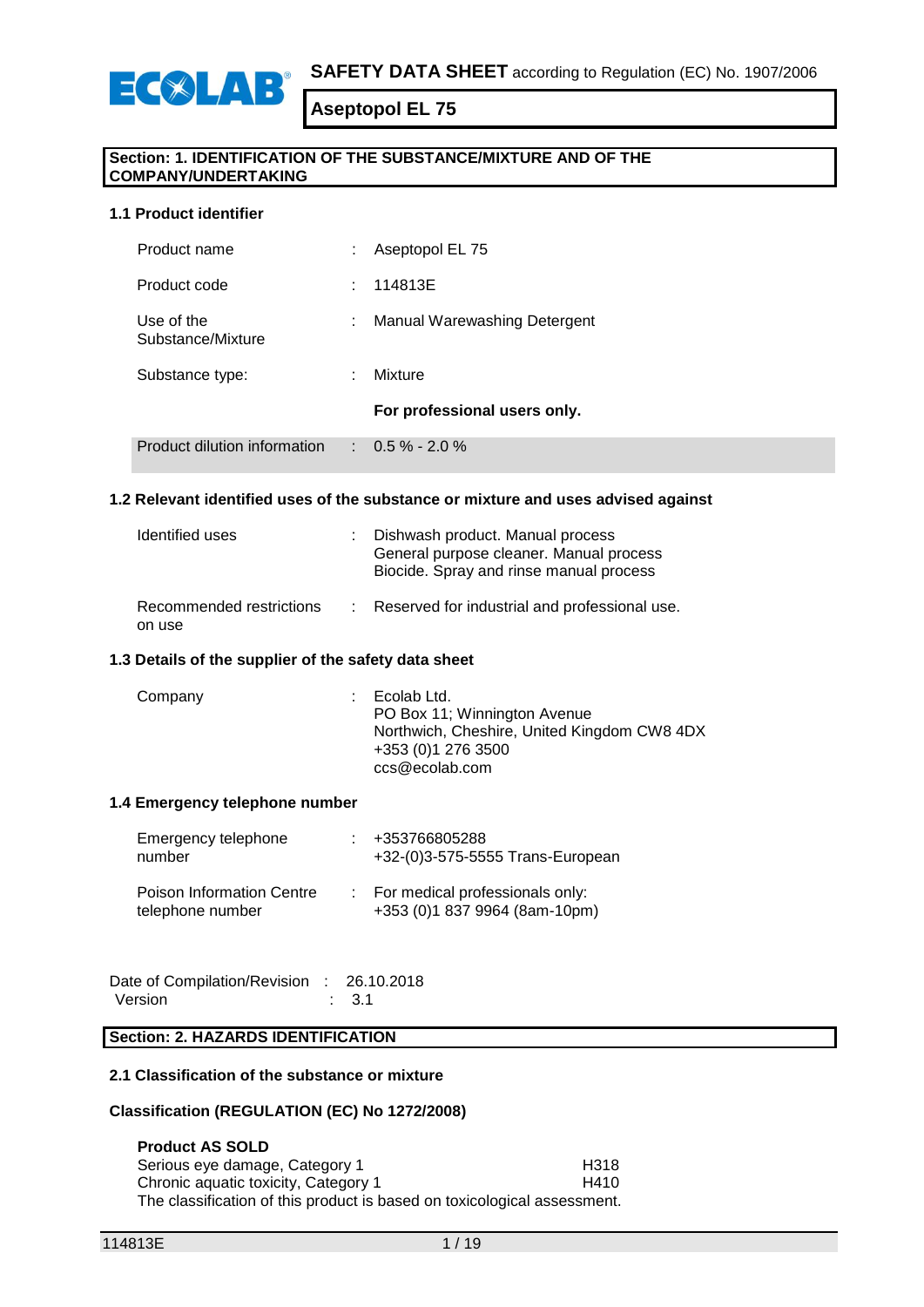**SAFETY DATA SHEET** according to Regulation (EC) No. 1907/2006

# Aseptopol EL 75

## Section: 1. IDENTIFICATION OF THE SUBSTANCE/MIXTURE AND OF THE COMPANY/UNDERTAKING

### 1.1 Product identifier

| | | |
|---|---|---|
| Product name | : | Aseptopol EL 75 |
| Product code | : | 114813E |
| Use of the Substance/Mixture | : | Manual Warewashing Detergent |
| Substance type: | : | Mixture |
| | | **For professional users only.** |
| Product dilution information | : | 0.5 % - 2.0 % |

### 1.2 Relevant identified uses of the substance or mixture and uses advised against

| | | |
|---|---|---|
| Identified uses | : | Dishwash product. Manual process<br>General purpose cleaner. Manual process<br>Biocide. Spray and rinse manual process |
| Recommended restrictions on use | : | Reserved for industrial and professional use. |

### 1.3 Details of the supplier of the safety data sheet

| | | |
|---|---|---|
| Company | : | Ecolab Ltd.<br>PO Box 11; Winnington Avenue<br>Northwich, Cheshire, United Kingdom CW8 4DX<br>+353 (0)1 276 3500<br>ccs@ecolab.com |

### 1.4 Emergency telephone number

| | | |
|---|---|---|
| Emergency telephone number | : | +353766805288<br>+32-(0)3-575-5555 Trans-European |
| Poison Information Centre telephone number | : | For medical professionals only:<br>+353 (0)1 837 9964 (8am-10pm) |

Date of Compilation/Revision : 26.10.2018
Version : 3.1

## Section: 2. HAZARDS IDENTIFICATION

### 2.1 Classification of the substance or mixture

**Classification (REGULATION (EC) No 1272/2008)**

**Product AS SOLD**

| | |
|---|---|
| Serious eye damage, Category 1 | H318 |
| Chronic aquatic toxicity, Category 1 | H410 |

The classification of this product is based on toxicological assessment.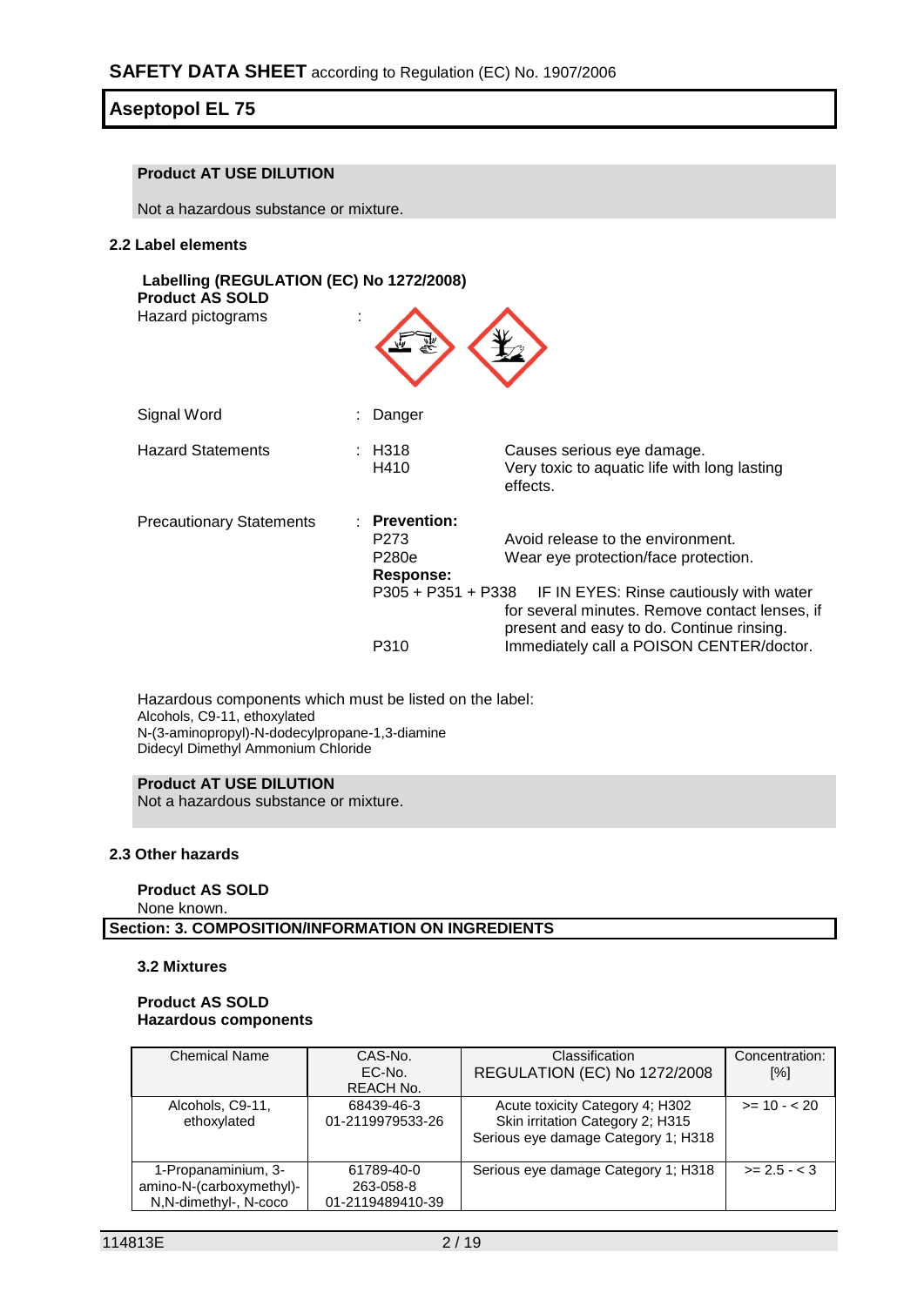**Product AT USE DILUTION**

Not a hazardous substance or mixture.

### 2.2 Label elements

**Labelling (REGULATION (EC) No 1272/2008)**
**Product AS SOLD**

Hazard pictograms :

Signal Word : Danger

Hazard Statements : H318 Causes serious eye damage.
H410 Very toxic to aquatic life with long lasting effects.

Precautionary Statements : **Prevention:**
P273 Avoid release to the environment.
P280e Wear eye protection/face protection.
**Response:**
P305 + P351 + P338 IF IN EYES: Rinse cautiously with water for several minutes. Remove contact lenses, if present and easy to do. Continue rinsing.
P310 Immediately call a POISON CENTER/doctor.

Hazardous components which must be listed on the label:
Alcohols, C9-11, ethoxylated
N-(3-aminopropyl)-N-dodecylpropane-1,3-diamine
Didecyl Dimethyl Ammonium Chloride

**Product AT USE DILUTION**
Not a hazardous substance or mixture.

### 2.3 Other hazards

**Product AS SOLD**
None known.

## Section: 3. COMPOSITION/INFORMATION ON INGREDIENTS

### 3.2 Mixtures

**Product AS SOLD**
**Hazardous components**

| Chemical Name | CAS-No.<br>EC-No.<br>REACH No. | Classification<br>REGULATION (EC) No 1272/2008 | Concentration: [%] |
|---|---|---|---|
| Alcohols, C9-11, ethoxylated | 68439-46-3<br>01-2119979533-26 | Acute toxicity Category 4; H302<br>Skin irritation Category 2; H315<br>Serious eye damage Category 1; H318 | >= 10 - < 20 |
| 1-Propanaminium, 3-amino-N-(carboxymethyl)-N,N-dimethyl-, N-coco | 61789-40-0<br>263-058-8<br>01-2119489410-39 | Serious eye damage Category 1; H318 | >= 2.5 - < 3 |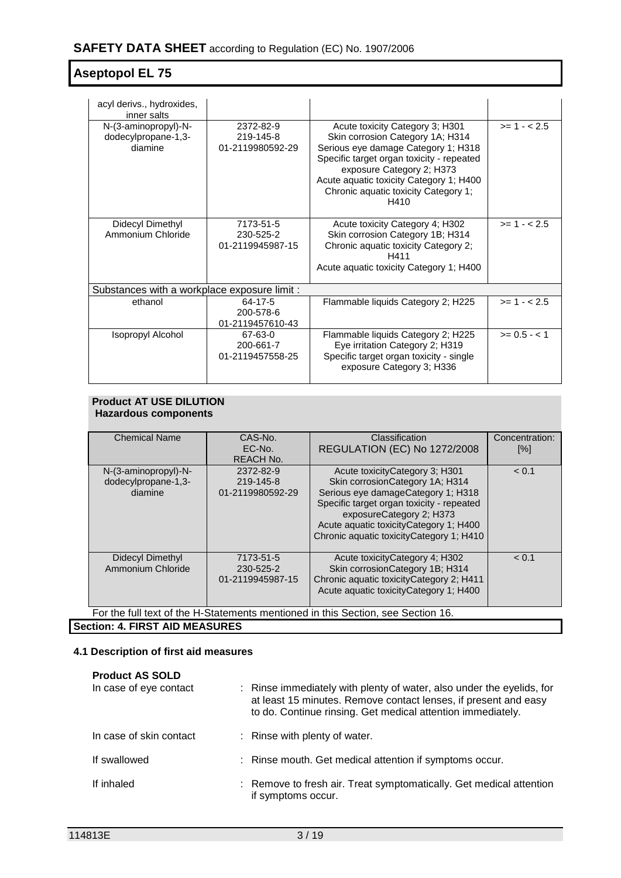| | | | |
|---|---|---|---|
| acyl derivs., hydroxides, inner salts | | | |
| N-(3-aminopropyl)-N-dodecylpropane-1,3-diamine | 2372-82-9<br>219-145-8<br>01-2119980592-29 | Acute toxicity Category 3; H301<br>Skin corrosion Category 1A; H314<br>Serious eye damage Category 1; H318<br>Specific target organ toxicity - repeated exposure Category 2; H373<br>Acute aquatic toxicity Category 1; H400<br>Chronic aquatic toxicity Category 1; H410 | >= 1 - < 2.5 |
| Didecyl Dimethyl Ammonium Chloride | 7173-51-5<br>230-525-2<br>01-2119945987-15 | Acute toxicity Category 4; H302<br>Skin corrosion Category 1B; H314<br>Chronic aquatic toxicity Category 2; H411<br>Acute aquatic toxicity Category 1; H400 | >= 1 - < 2.5 |
| **Substances with a workplace exposure limit :** | | | |
| ethanol | 64-17-5<br>200-578-6<br>01-2119457610-43 | Flammable liquids Category 2; H225 | >= 1 - < 2.5 |
| Isopropyl Alcohol | 67-63-0<br>200-661-7<br>01-2119457558-25 | Flammable liquids Category 2; H225<br>Eye irritation Category 2; H319<br>Specific target organ toxicity - single exposure Category 3; H336 | >= 0.5 - < 1 |

**Product AT USE DILUTION**
**Hazardous components**

| Chemical Name | CAS-No.<br>EC-No.<br>REACH No. | Classification<br>REGULATION (EC) No 1272/2008 | Concentration: [%] |
|---|---|---|---|
| N-(3-aminopropyl)-N-dodecylpropane-1,3-diamine | 2372-82-9<br>219-145-8<br>01-2119980592-29 | Acute toxicityCategory 3; H301<br>Skin corrosionCategory 1A; H314<br>Serious eye damageCategory 1; H318<br>Specific target organ toxicity - repeated exposureCategory 2; H373<br>Acute aquatic toxicityCategory 1; H400<br>Chronic aquatic toxicityCategory 1; H410 | < 0.1 |
| Didecyl Dimethyl Ammonium Chloride | 7173-51-5<br>230-525-2<br>01-2119945987-15 | Acute toxicityCategory 4; H302<br>Skin corrosionCategory 1B; H314<br>Chronic aquatic toxicityCategory 2; H411<br>Acute aquatic toxicityCategory 1; H400 | < 0.1 |

For the full text of the H-Statements mentioned in this Section, see Section 16.

## Section: 4. FIRST AID MEASURES

### 4.1 Description of first aid measures

**Product AS SOLD**

| | |
|---|---|
| In case of eye contact | : Rinse immediately with plenty of water, also under the eyelids, for at least 15 minutes. Remove contact lenses, if present and easy to do. Continue rinsing. Get medical attention immediately. |
| In case of skin contact | : Rinse with plenty of water. |
| If swallowed | : Rinse mouth. Get medical attention if symptoms occur. |
| If inhaled | : Remove to fresh air. Treat symptomatically. Get medical attention if symptoms occur. |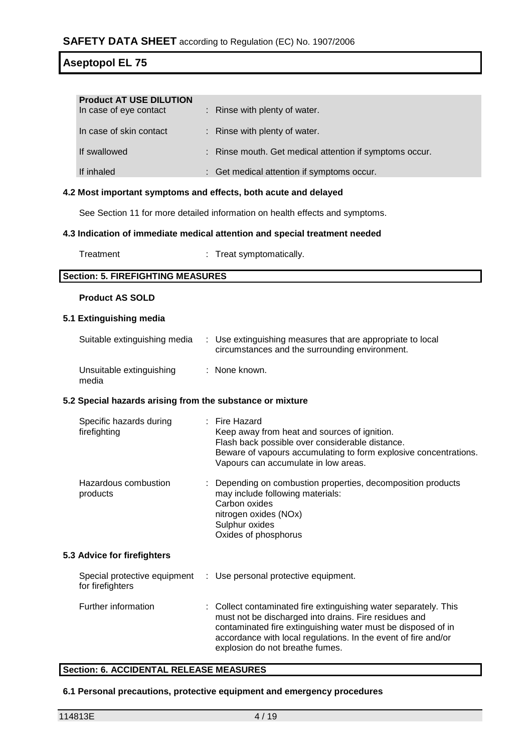**Product AT USE DILUTION**

| | |
|---|---|
| In case of eye contact | : Rinse with plenty of water. |
| In case of skin contact | : Rinse with plenty of water. |
| If swallowed | : Rinse mouth. Get medical attention if symptoms occur. |
| If inhaled | : Get medical attention if symptoms occur. |

### 4.2 Most important symptoms and effects, both acute and delayed

See Section 11 for more detailed information on health effects and symptoms.

### 4.3 Indication of immediate medical attention and special treatment needed

| | |
|---|---|
| Treatment | : Treat symptomatically. |

## Section: 5. FIREFIGHTING MEASURES

**Product AS SOLD**

### 5.1 Extinguishing media

| | |
|---|---|
| Suitable extinguishing media | : Use extinguishing measures that are appropriate to local circumstances and the surrounding environment. |
| Unsuitable extinguishing media | : None known. |

### 5.2 Special hazards arising from the substance or mixture

| | |
|---|---|
| Specific hazards during firefighting | : Fire Hazard<br>Keep away from heat and sources of ignition.<br>Flash back possible over considerable distance.<br>Beware of vapours accumulating to form explosive concentrations.<br>Vapours can accumulate in low areas. |
| Hazardous combustion products | : Depending on combustion properties, decomposition products may include following materials:<br>Carbon oxides<br>nitrogen oxides (NOx)<br>Sulphur oxides<br>Oxides of phosphorus |

### 5.3 Advice for firefighters

| | |
|---|---|
| Special protective equipment for firefighters | : Use personal protective equipment. |
| Further information | : Collect contaminated fire extinguishing water separately. This must not be discharged into drains. Fire residues and contaminated fire extinguishing water must be disposed of in accordance with local regulations. In the event of fire and/or explosion do not breathe fumes. |

## Section: 6. ACCIDENTAL RELEASE MEASURES

### 6.1 Personal precautions, protective equipment and emergency procedures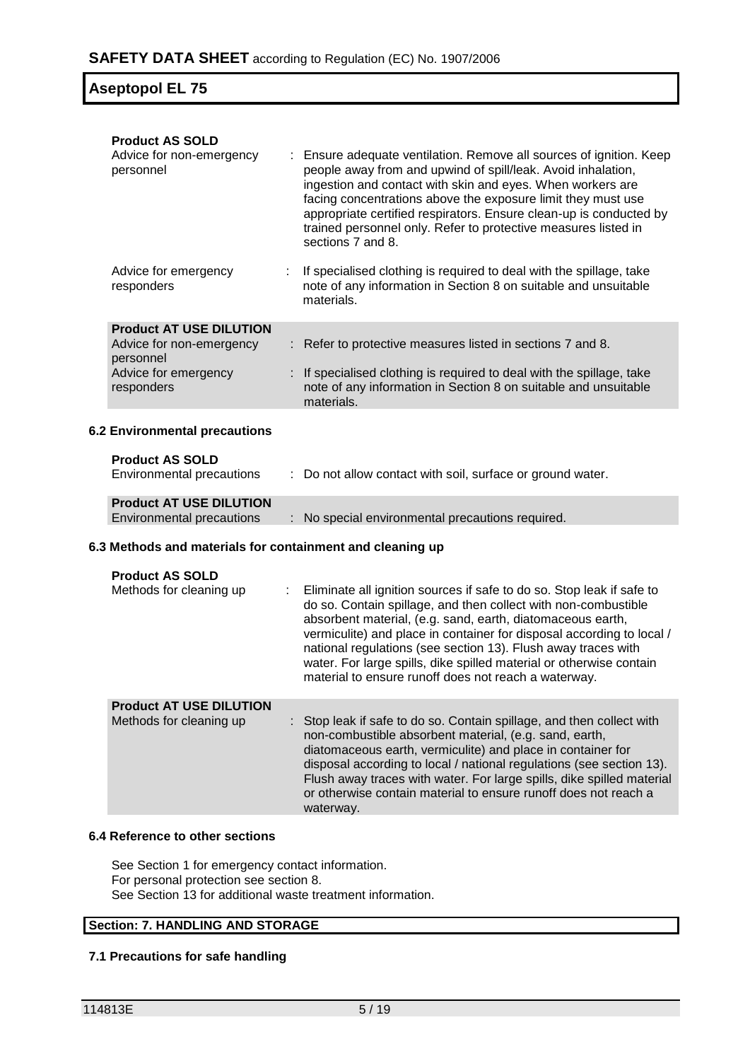**Product AS SOLD**

| | |
|---|---|
| Advice for non-emergency personnel | : Ensure adequate ventilation. Remove all sources of ignition. Keep people away from and upwind of spill/leak. Avoid inhalation, ingestion and contact with skin and eyes. When workers are facing concentrations above the exposure limit they must use appropriate certified respirators. Ensure clean-up is conducted by trained personnel only. Refer to protective measures listed in sections 7 and 8. |
| Advice for emergency responders | : If specialised clothing is required to deal with the spillage, take note of any information in Section 8 on suitable and unsuitable materials. |

**Product AT USE DILUTION**

| | |
|---|---|
| Advice for non-emergency personnel | : Refer to protective measures listed in sections 7 and 8. |
| Advice for emergency responders | : If specialised clothing is required to deal with the spillage, take note of any information in Section 8 on suitable and unsuitable materials. |

### 6.2 Environmental precautions

**Product AS SOLD**

| | |
|---|---|
| Environmental precautions | : Do not allow contact with soil, surface or ground water. |

**Product AT USE DILUTION**

| | |
|---|---|
| Environmental precautions | : No special environmental precautions required. |

### 6.3 Methods and materials for containment and cleaning up

**Product AS SOLD**

| | |
|---|---|
| Methods for cleaning up | : Eliminate all ignition sources if safe to do so. Stop leak if safe to do so. Contain spillage, and then collect with non-combustible absorbent material, (e.g. sand, earth, diatomaceous earth, vermiculite) and place in container for disposal according to local / national regulations (see section 13). Flush away traces with water. For large spills, dike spilled material or otherwise contain material to ensure runoff does not reach a waterway. |

**Product AT USE DILUTION**

| | |
|---|---|
| Methods for cleaning up | : Stop leak if safe to do so. Contain spillage, and then collect with non-combustible absorbent material, (e.g. sand, earth, diatomaceous earth, vermiculite) and place in container for disposal according to local / national regulations (see section 13). Flush away traces with water. For large spills, dike spilled material or otherwise contain material to ensure runoff does not reach a waterway. |

### 6.4 Reference to other sections

See Section 1 for emergency contact information.
For personal protection see section 8.
See Section 13 for additional waste treatment information.

## Section: 7. HANDLING AND STORAGE

### 7.1 Precautions for safe handling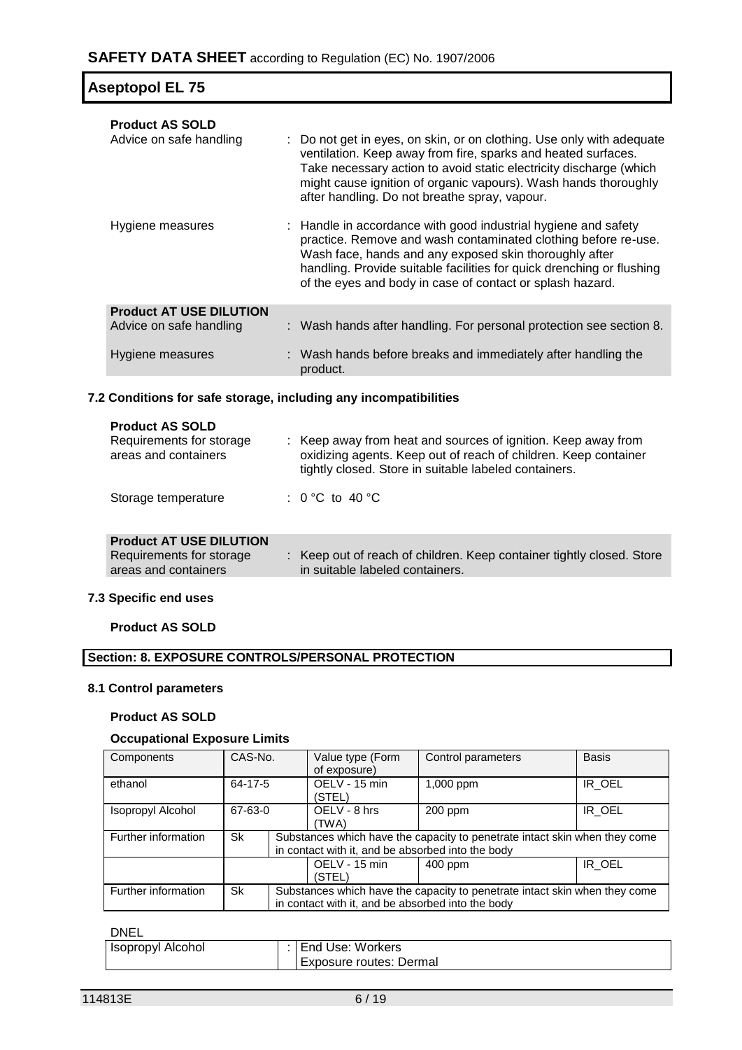**Product AS SOLD**

| | |
|---|---|
| Advice on safe handling | : Do not get in eyes, on skin, or on clothing. Use only with adequate ventilation. Keep away from fire, sparks and heated surfaces. Take necessary action to avoid static electricity discharge (which might cause ignition of organic vapours). Wash hands thoroughly after handling. Do not breathe spray, vapour. |
| Hygiene measures | : Handle in accordance with good industrial hygiene and safety practice. Remove and wash contaminated clothing before re-use. Wash face, hands and any exposed skin thoroughly after handling. Provide suitable facilities for quick drenching or flushing of the eyes and body in case of contact or splash hazard. |

**Product AT USE DILUTION**

| | |
|---|---|
| Advice on safe handling | : Wash hands after handling. For personal protection see section 8. |
| Hygiene measures | : Wash hands before breaks and immediately after handling the product. |

### 7.2 Conditions for safe storage, including any incompatibilities

**Product AS SOLD**

| | |
|---|---|
| Requirements for storage areas and containers | : Keep away from heat and sources of ignition. Keep away from oxidizing agents. Keep out of reach of children. Keep container tightly closed. Store in suitable labeled containers. |
| Storage temperature | : 0 °C to 40 °C |

**Product AT USE DILUTION**

| | |
|---|---|
| Requirements for storage areas and containers | : Keep out of reach of children. Keep container tightly closed. Store in suitable labeled containers. |

### 7.3 Specific end uses

**Product AS SOLD**

## Section: 8. EXPOSURE CONTROLS/PERSONAL PROTECTION

### 8.1 Control parameters

**Product AS SOLD**

**Occupational Exposure Limits**

| Components | CAS-No. | Value type (Form of exposure) | Control parameters | Basis |
|---|---|---|---|---|
| ethanol | 64-17-5 | OELV - 15 min (STEL) | 1,000 ppm | IR_OEL |
| Isopropyl Alcohol | 67-63-0 | OELV - 8 hrs (TWA) | 200 ppm | IR_OEL |
| Further information | Sk | Substances which have the capacity to penetrate intact skin when they come in contact with it, and be absorbed into the body | | |
| | | OELV - 15 min (STEL) | 400 ppm | IR_OEL |
| Further information | Sk | Substances which have the capacity to penetrate intact skin when they come in contact with it, and be absorbed into the body | | |

DNEL

| | |
|---|---|
| Isopropyl Alcohol | : End Use: Workers<br>Exposure routes: Dermal |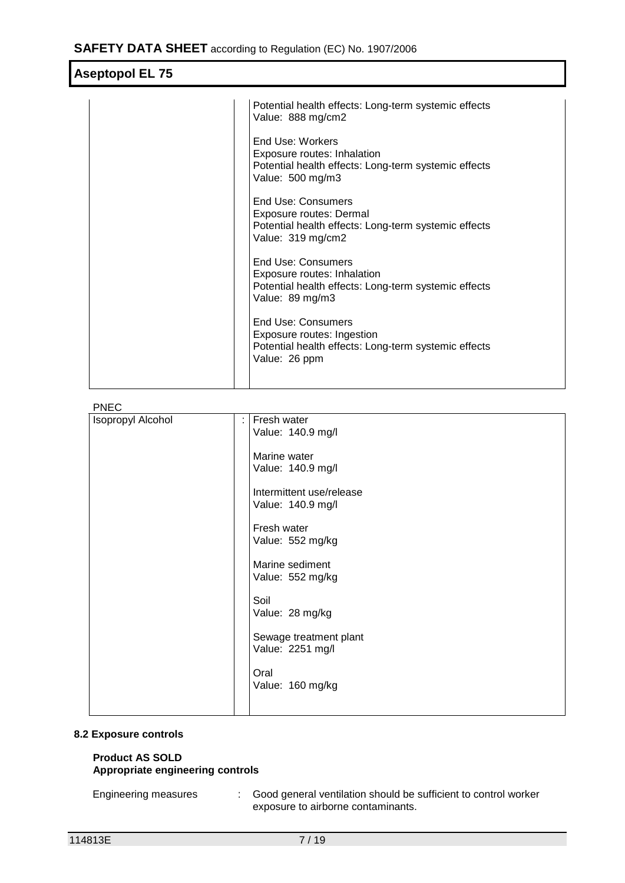| | | |
|---|---|---|
| | | Potential health effects: Long-term systemic effects<br>Value: 888 mg/cm2<br><br>End Use: Workers<br>Exposure routes: Inhalation<br>Potential health effects: Long-term systemic effects<br>Value: 500 mg/m3<br><br>End Use: Consumers<br>Exposure routes: Dermal<br>Potential health effects: Long-term systemic effects<br>Value: 319 mg/cm2<br><br>End Use: Consumers<br>Exposure routes: Inhalation<br>Potential health effects: Long-term systemic effects<br>Value: 89 mg/m3<br><br>End Use: Consumers<br>Exposure routes: Ingestion<br>Potential health effects: Long-term systemic effects<br>Value: 26 ppm |

PNEC

| | | |
|---|---|---|
| Isopropyl Alcohol | : | Fresh water<br>Value: 140.9 mg/l<br><br>Marine water<br>Value: 140.9 mg/l<br><br>Intermittent use/release<br>Value: 140.9 mg/l<br><br>Fresh water<br>Value: 552 mg/kg<br><br>Marine sediment<br>Value: 552 mg/kg<br><br>Soil<br>Value: 28 mg/kg<br><br>Sewage treatment plant<br>Value: 2251 mg/l<br><br>Oral<br>Value: 160 mg/kg |

### 8.2 Exposure controls

**Product AS SOLD**
**Appropriate engineering controls**

Engineering measures : Good general ventilation should be sufficient to control worker exposure to airborne contaminants.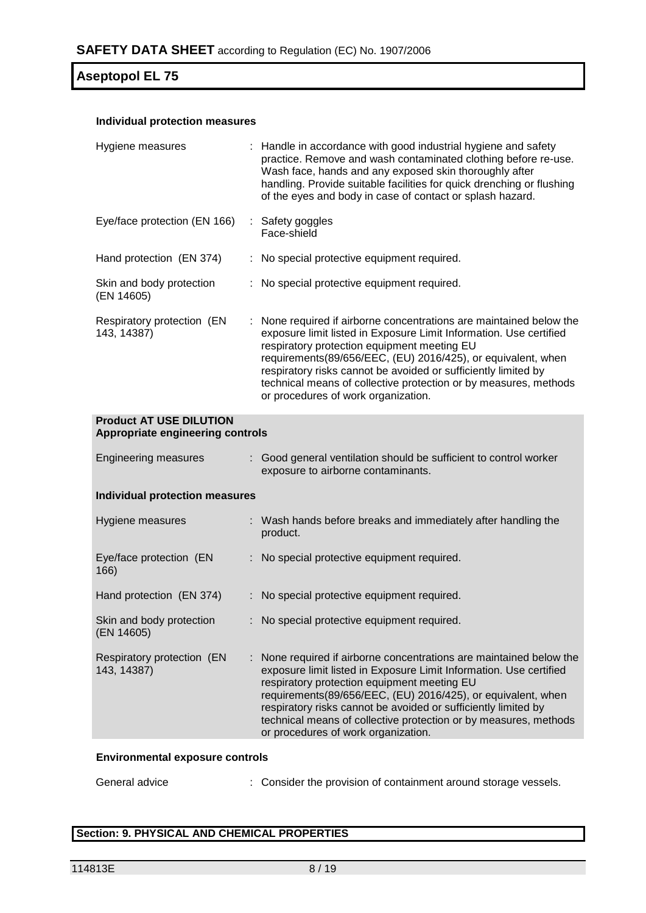#### Individual protection measures

| | |
|---|---|
| Hygiene measures | : Handle in accordance with good industrial hygiene and safety practice. Remove and wash contaminated clothing before re-use. Wash face, hands and any exposed skin thoroughly after handling. Provide suitable facilities for quick drenching or flushing of the eyes and body in case of contact or splash hazard. |
| Eye/face protection (EN 166) | : Safety goggles<br>Face-shield |
| Hand protection (EN 374) | : No special protective equipment required. |
| Skin and body protection (EN 14605) | : No special protective equipment required. |
| Respiratory protection (EN 143, 14387) | : None required if airborne concentrations are maintained below the exposure limit listed in Exposure Limit Information. Use certified respiratory protection equipment meeting EU requirements(89/656/EEC, (EU) 2016/425), or equivalent, when respiratory risks cannot be avoided or sufficiently limited by technical means of collective protection or by measures, methods or procedures of work organization. |

**Product AT USE DILUTION**
**Appropriate engineering controls**

| | |
|---|---|
| Engineering measures | : Good general ventilation should be sufficient to control worker exposure to airborne contaminants. |

#### Individual protection measures

| | |
|---|---|
| Hygiene measures | : Wash hands before breaks and immediately after handling the product. |
| Eye/face protection (EN 166) | : No special protective equipment required. |
| Hand protection (EN 374) | : No special protective equipment required. |
| Skin and body protection (EN 14605) | : No special protective equipment required. |
| Respiratory protection (EN 143, 14387) | : None required if airborne concentrations are maintained below the exposure limit listed in Exposure Limit Information. Use certified respiratory protection equipment meeting EU requirements(89/656/EEC, (EU) 2016/425), or equivalent, when respiratory risks cannot be avoided or sufficiently limited by technical means of collective protection or by measures, methods or procedures of work organization. |

#### Environmental exposure controls

| | |
|---|---|
| General advice | : Consider the provision of containment around storage vessels. |

## Section: 9. PHYSICAL AND CHEMICAL PROPERTIES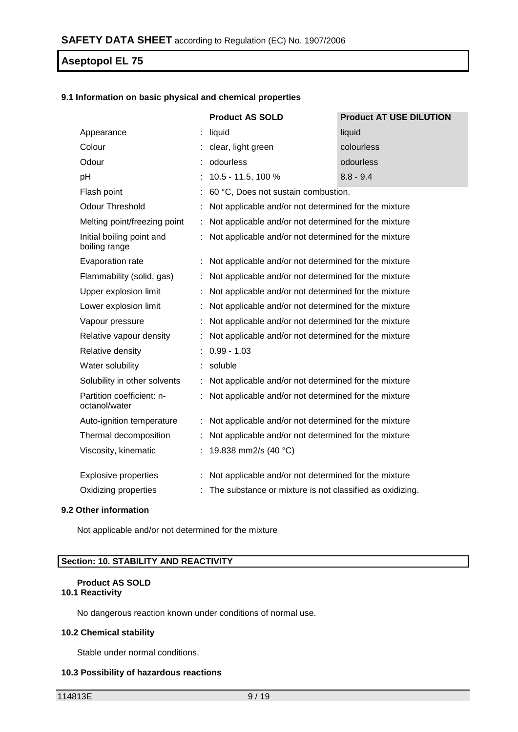### 9.1 Information on basic physical and chemical properties

| | Product AS SOLD | Product AT USE DILUTION |
|---|---|---|
| Appearance | liquid | liquid |
| Colour | clear, light green | colourless |
| Odour | odourless | odourless |
| pH | 10.5 - 11.5, 100 % | 8.8 - 9.4 |
| Flash point | 60 °C, Does not sustain combustion. | |
| Odour Threshold | Not applicable and/or not determined for the mixture | |
| Melting point/freezing point | Not applicable and/or not determined for the mixture | |
| Initial boiling point and boiling range | Not applicable and/or not determined for the mixture | |
| Evaporation rate | Not applicable and/or not determined for the mixture | |
| Flammability (solid, gas) | Not applicable and/or not determined for the mixture | |
| Upper explosion limit | Not applicable and/or not determined for the mixture | |
| Lower explosion limit | Not applicable and/or not determined for the mixture | |
| Vapour pressure | Not applicable and/or not determined for the mixture | |
| Relative vapour density | Not applicable and/or not determined for the mixture | |
| Relative density | 0.99 - 1.03 | |
| Water solubility | soluble | |
| Solubility in other solvents | Not applicable and/or not determined for the mixture | |
| Partition coefficient: n-octanol/water | Not applicable and/or not determined for the mixture | |
| Auto-ignition temperature | Not applicable and/or not determined for the mixture | |
| Thermal decomposition | Not applicable and/or not determined for the mixture | |
| Viscosity, kinematic | 19.838 mm2/s (40 °C) | |
| Explosive properties | Not applicable and/or not determined for the mixture | |
| Oxidizing properties | The substance or mixture is not classified as oxidizing. | |

### 9.2 Other information

Not applicable and/or not determined for the mixture

## Section: 10. STABILITY AND REACTIVITY

**Product AS SOLD**

### 10.1 Reactivity

No dangerous reaction known under conditions of normal use.

### 10.2 Chemical stability

Stable under normal conditions.

### 10.3 Possibility of hazardous reactions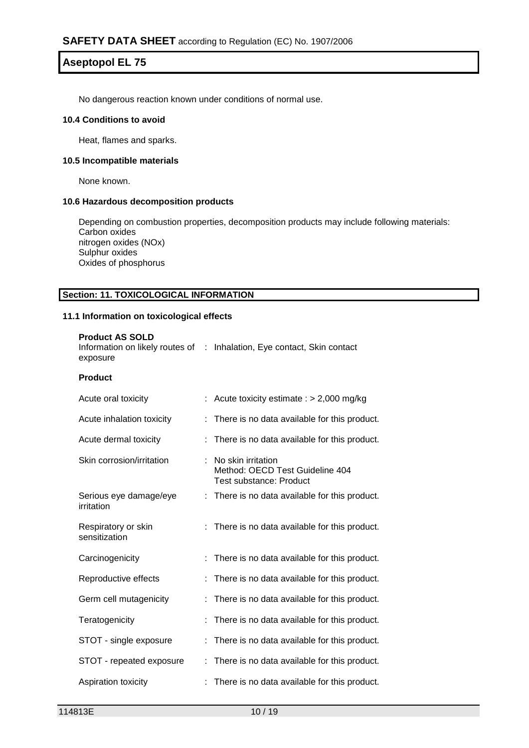No dangerous reaction known under conditions of normal use.

### 10.4 Conditions to avoid

Heat, flames and sparks.

### 10.5 Incompatible materials

None known.

### 10.6 Hazardous decomposition products

Depending on combustion properties, decomposition products may include following materials:
Carbon oxides
nitrogen oxides (NOx)
Sulphur oxides
Oxides of phosphorus

## Section: 11. TOXICOLOGICAL INFORMATION

### 11.1 Information on toxicological effects

**Product AS SOLD**

| | |
|---|---|
| Information on likely routes of exposure | : Inhalation, Eye contact, Skin contact |

**Product**

| | |
|---|---|
| Acute oral toxicity | : Acute toxicity estimate : > 2,000 mg/kg |
| Acute inhalation toxicity | : There is no data available for this product. |
| Acute dermal toxicity | : There is no data available for this product. |
| Skin corrosion/irritation | : No skin irritation<br>Method: OECD Test Guideline 404<br>Test substance: Product |
| Serious eye damage/eye irritation | : There is no data available for this product. |
| Respiratory or skin sensitization | : There is no data available for this product. |
| Carcinogenicity | : There is no data available for this product. |
| Reproductive effects | : There is no data available for this product. |
| Germ cell mutagenicity | : There is no data available for this product. |
| Teratogenicity | : There is no data available for this product. |
| STOT - single exposure | : There is no data available for this product. |
| STOT - repeated exposure | : There is no data available for this product. |
| Aspiration toxicity | : There is no data available for this product. |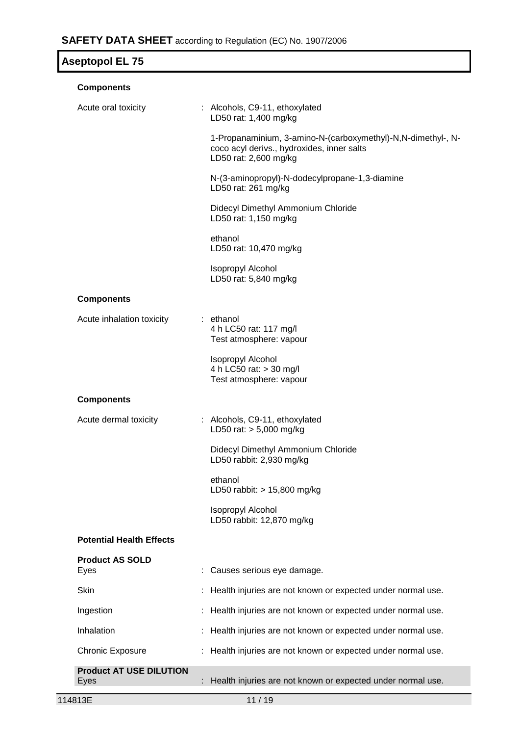**Components**

Acute oral toxicity : Alcohols, C9-11, ethoxylated
LD50 rat: 1,400 mg/kg

1-Propanaminium, 3-amino-N-(carboxymethyl)-N,N-dimethyl-, N-coco acyl derivs., hydroxides, inner salts
LD50 rat: 2,600 mg/kg

N-(3-aminopropyl)-N-dodecylpropane-1,3-diamine
LD50 rat: 261 mg/kg

Didecyl Dimethyl Ammonium Chloride
LD50 rat: 1,150 mg/kg

ethanol
LD50 rat: 10,470 mg/kg

Isopropyl Alcohol
LD50 rat: 5,840 mg/kg

**Components**

Acute inhalation toxicity : ethanol
4 h LC50 rat: 117 mg/l
Test atmosphere: vapour

Isopropyl Alcohol
4 h LC50 rat: > 30 mg/l
Test atmosphere: vapour

**Components**

Acute dermal toxicity : Alcohols, C9-11, ethoxylated
LD50 rat: > 5,000 mg/kg

Didecyl Dimethyl Ammonium Chloride
LD50 rabbit: 2,930 mg/kg

ethanol
LD50 rabbit: > 15,800 mg/kg

Isopropyl Alcohol
LD50 rabbit: 12,870 mg/kg

**Potential Health Effects**

**Product AS SOLD**

Eyes : Causes serious eye damage.

Skin : Health injuries are not known or expected under normal use.

Ingestion : Health injuries are not known or expected under normal use.

Inhalation : Health injuries are not known or expected under normal use.

Chronic Exposure : Health injuries are not known or expected under normal use.

**Product AT USE DILUTION**

Eyes : Health injuries are not known or expected under normal use.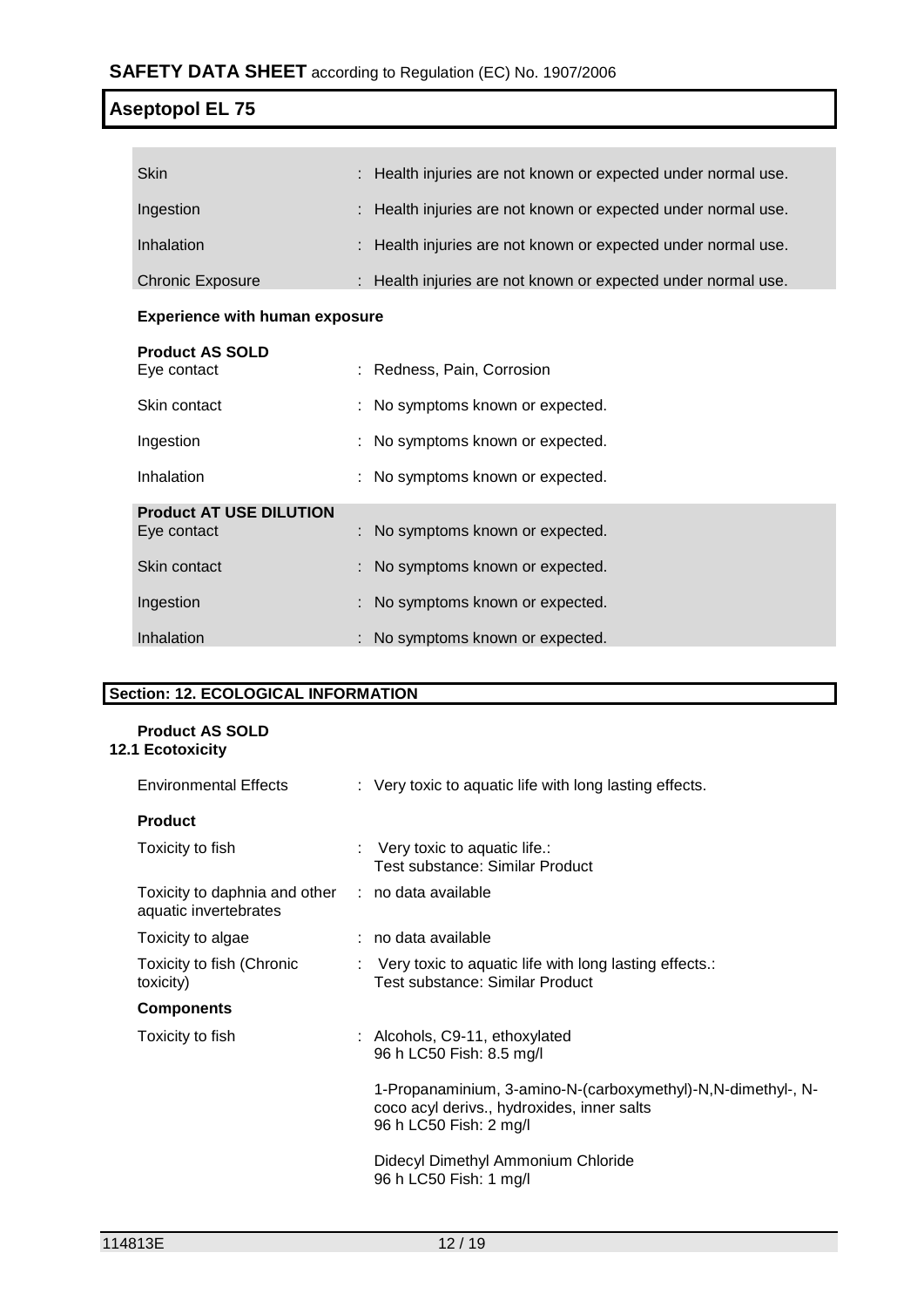| | |
|---|---|
| Skin | : Health injuries are not known or expected under normal use. |
| Ingestion | : Health injuries are not known or expected under normal use. |
| Inhalation | : Health injuries are not known or expected under normal use. |
| Chronic Exposure | : Health injuries are not known or expected under normal use. |

**Experience with human exposure**

**Product AS SOLD**

| | |
|---|---|
| Eye contact | : Redness, Pain, Corrosion |
| Skin contact | : No symptoms known or expected. |
| Ingestion | : No symptoms known or expected. |
| Inhalation | : No symptoms known or expected. |

**Product AT USE DILUTION**

| | |
|---|---|
| Eye contact | : No symptoms known or expected. |
| Skin contact | : No symptoms known or expected. |
| Ingestion | : No symptoms known or expected. |
| Inhalation | : No symptoms known or expected. |

## Section: 12. ECOLOGICAL INFORMATION

**Product AS SOLD**

### 12.1 Ecotoxicity

Environmental Effects : Very toxic to aquatic life with long lasting effects.

**Product**

| | |
|---|---|
| Toxicity to fish | : Very toxic to aquatic life.: Test substance: Similar Product |
| Toxicity to daphnia and other aquatic invertebrates | : no data available |
| Toxicity to algae | : no data available |
| Toxicity to fish (Chronic toxicity) | : Very toxic to aquatic life with long lasting effects.: Test substance: Similar Product |

**Components**

Toxicity to fish : Alcohols, C9-11, ethoxylated
96 h LC50 Fish: 8.5 mg/l

1-Propanaminium, 3-amino-N-(carboxymethyl)-N,N-dimethyl-, N-coco acyl derivs., hydroxides, inner salts
96 h LC50 Fish: 2 mg/l

Didecyl Dimethyl Ammonium Chloride
96 h LC50 Fish: 1 mg/l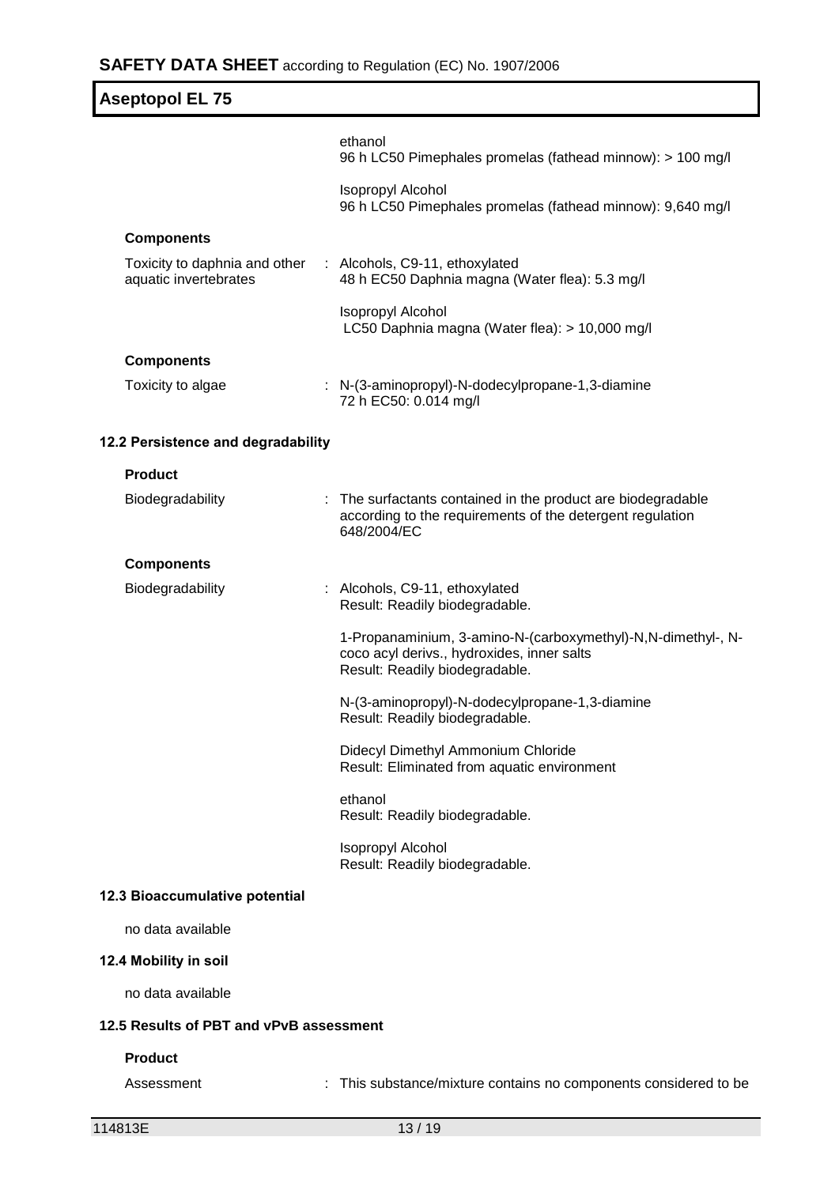ethanol
96 h LC50 Pimephales promelas (fathead minnow): > 100 mg/l

Isopropyl Alcohol
96 h LC50 Pimephales promelas (fathead minnow): 9,640 mg/l

**Components**

Toxicity to daphnia and other aquatic invertebrates : Alcohols, C9-11, ethoxylated
48 h EC50 Daphnia magna (Water flea): 5.3 mg/l

Isopropyl Alcohol
LC50 Daphnia magna (Water flea): > 10,000 mg/l

**Components**

Toxicity to algae : N-(3-aminopropyl)-N-dodecylpropane-1,3-diamine
72 h EC50: 0.014 mg/l

### 12.2 Persistence and degradability

**Product**

Biodegradability : The surfactants contained in the product are biodegradable according to the requirements of the detergent regulation 648/2004/EC

**Components**

Biodegradability : Alcohols, C9-11, ethoxylated
Result: Readily biodegradable.

1-Propanaminium, 3-amino-N-(carboxymethyl)-N,N-dimethyl-, N-coco acyl derivs., hydroxides, inner salts
Result: Readily biodegradable.

N-(3-aminopropyl)-N-dodecylpropane-1,3-diamine
Result: Readily biodegradable.

Didecyl Dimethyl Ammonium Chloride
Result: Eliminated from aquatic environment

ethanol
Result: Readily biodegradable.

Isopropyl Alcohol
Result: Readily biodegradable.

### 12.3 Bioaccumulative potential

no data available

### 12.4 Mobility in soil

no data available

### 12.5 Results of PBT and vPvB assessment

**Product**

Assessment : This substance/mixture contains no components considered to be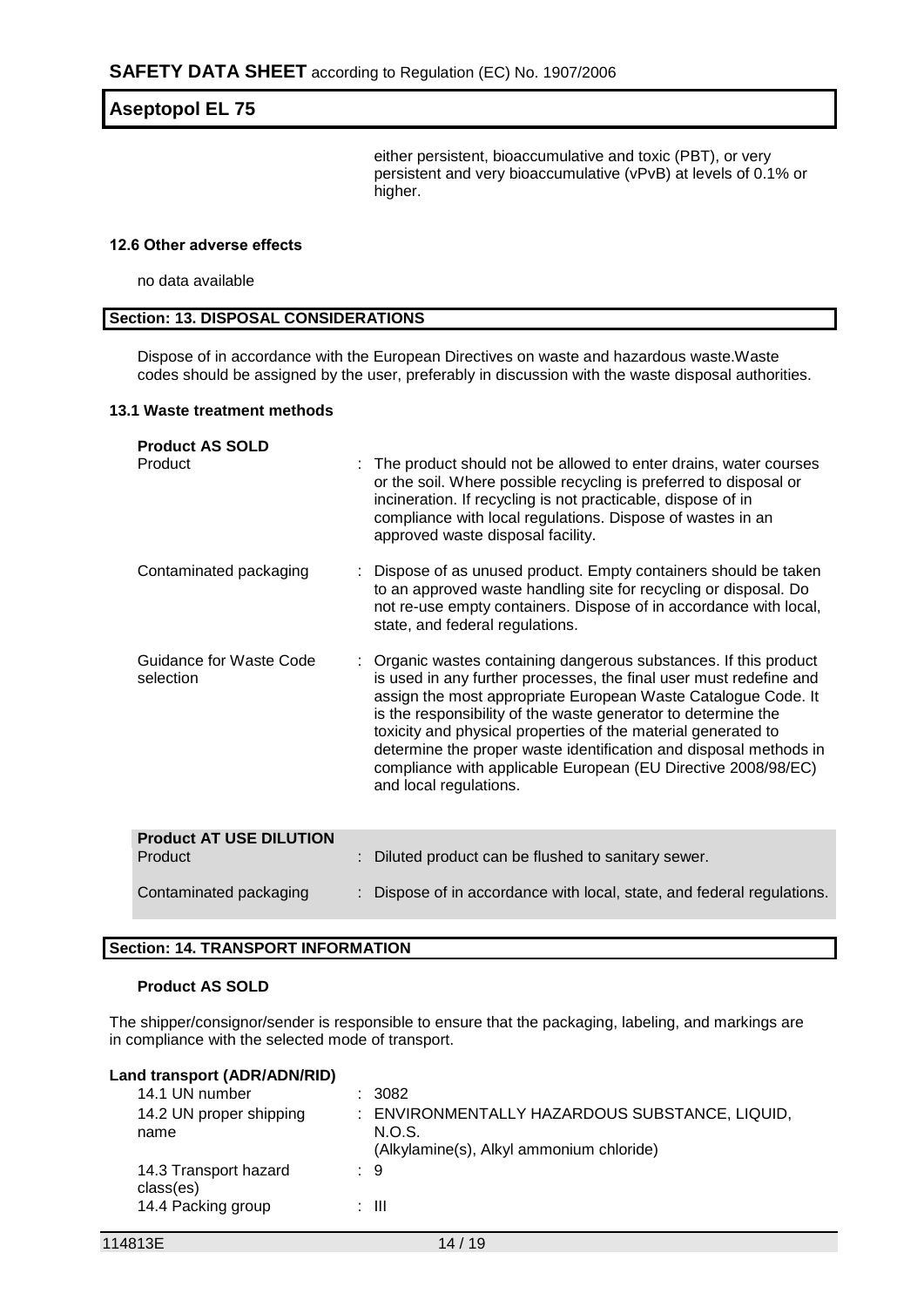either persistent, bioaccumulative and toxic (PBT), or very persistent and very bioaccumulative (vPvB) at levels of 0.1% or higher.

#### 12.6 Other adverse effects

no data available

## Section: 13. DISPOSAL CONSIDERATIONS

Dispose of in accordance with the European Directives on waste and hazardous waste.Waste codes should be assigned by the user, preferably in discussion with the waste disposal authorities.

#### 13.1 Waste treatment methods

**Product AS SOLD**

| | |
|---|---|
| Product | : The product should not be allowed to enter drains, water courses or the soil. Where possible recycling is preferred to disposal or incineration. If recycling is not practicable, dispose of in compliance with local regulations. Dispose of wastes in an approved waste disposal facility. |
| Contaminated packaging | : Dispose of as unused product. Empty containers should be taken to an approved waste handling site for recycling or disposal. Do not re-use empty containers. Dispose of in accordance with local, state, and federal regulations. |
| Guidance for Waste Code selection | : Organic wastes containing dangerous substances. If this product is used in any further processes, the final user must redefine and assign the most appropriate European Waste Catalogue Code. It is the responsibility of the waste generator to determine the toxicity and physical properties of the material generated to determine the proper waste identification and disposal methods in compliance with applicable European (EU Directive 2008/98/EC) and local regulations. |

**Product AT USE DILUTION**

| | |
|---|---|
| Product | : Diluted product can be flushed to sanitary sewer. |
| Contaminated packaging | : Dispose of in accordance with local, state, and federal regulations. |

## Section: 14. TRANSPORT INFORMATION

**Product AS SOLD**

The shipper/consignor/sender is responsible to ensure that the packaging, labeling, and markings are in compliance with the selected mode of transport.

**Land transport (ADR/ADN/RID)**

| | |
|---|---|
| 14.1 UN number | : 3082 |
| 14.2 UN proper shipping name | : ENVIRONMENTALLY HAZARDOUS SUBSTANCE, LIQUID, N.O.S. (Alkylamine(s), Alkyl ammonium chloride) |
| 14.3 Transport hazard class(es) | : 9 |
| 14.4 Packing group | : III |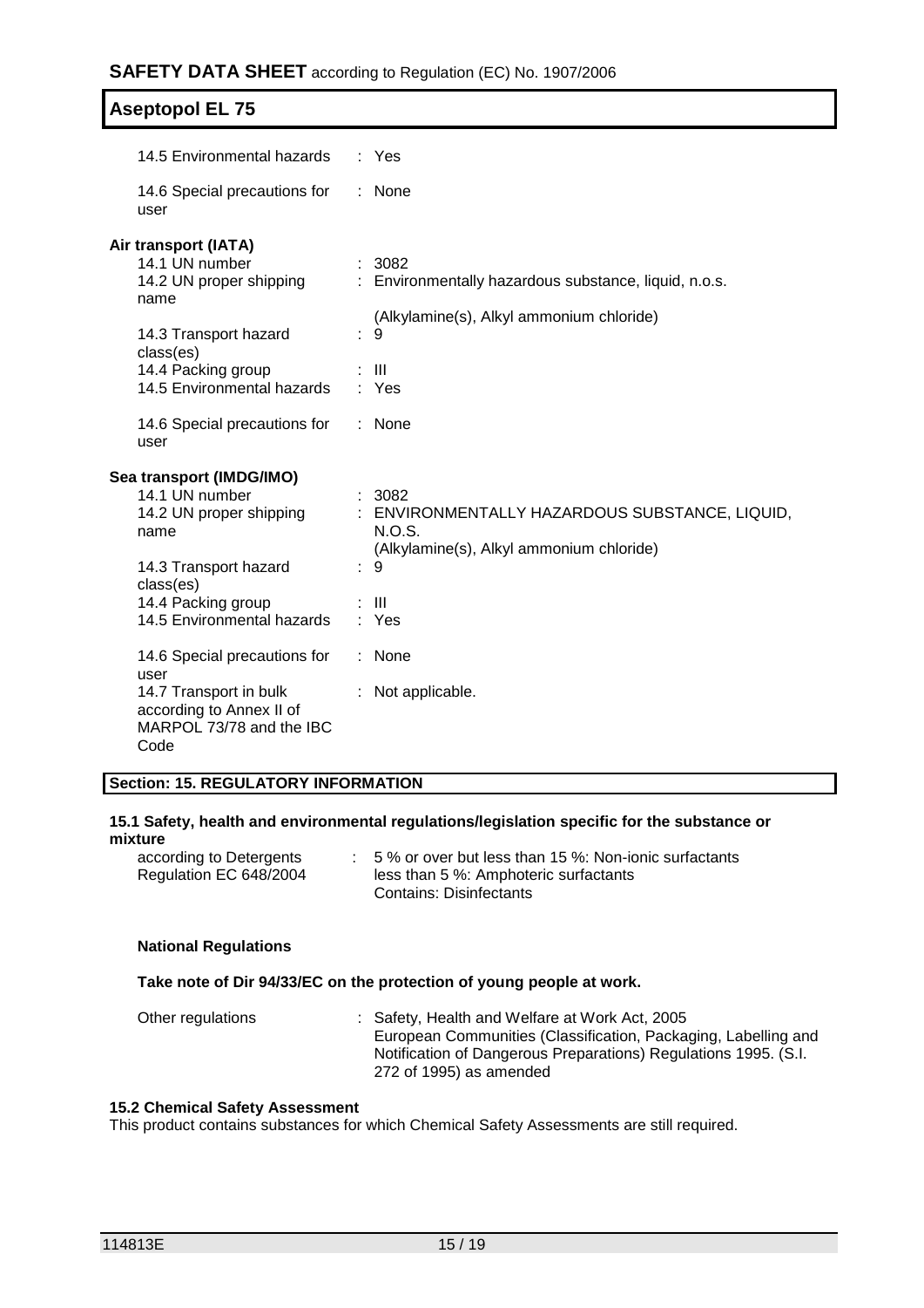| | | |
|---|---|---|
| 14.5 Environmental hazards | : | Yes |
| 14.6 Special precautions for user | : | None |

**Air transport (IATA)**

| | | |
|---|---|---|
| 14.1 UN number | : | 3082 |
| 14.2 UN proper shipping name | : | Environmentally hazardous substance, liquid, n.o.s. (Alkylamine(s), Alkyl ammonium chloride) |
| 14.3 Transport hazard class(es) | : | 9 |
| 14.4 Packing group | : | III |
| 14.5 Environmental hazards | : | Yes |
| 14.6 Special precautions for user | : | None |

**Sea transport (IMDG/IMO)**

| | | |
|---|---|---|
| 14.1 UN number | : | 3082 |
| 14.2 UN proper shipping name | : | ENVIRONMENTALLY HAZARDOUS SUBSTANCE, LIQUID, N.O.S. (Alkylamine(s), Alkyl ammonium chloride) |
| 14.3 Transport hazard class(es) | : | 9 |
| 14.4 Packing group | : | III |
| 14.5 Environmental hazards | : | Yes |
| 14.6 Special precautions for user | : | None |
| 14.7 Transport in bulk according to Annex II of MARPOL 73/78 and the IBC Code | : | Not applicable. |

## Section: 15. REGULATORY INFORMATION

### 15.1 Safety, health and environmental regulations/legislation specific for the substance or mixture

| | | |
|---|---|---|
| according to Detergents Regulation EC 648/2004 | : | 5 % or over but less than 15 %: Non-ionic surfactants<br>less than 5 %: Amphoteric surfactants<br>Contains: Disinfectants |

**National Regulations**

**Take note of Dir 94/33/EC on the protection of young people at work.**

| | | |
|---|---|---|
| Other regulations | : | Safety, Health and Welfare at Work Act, 2005<br>European Communities (Classification, Packaging, Labelling and Notification of Dangerous Preparations) Regulations 1995. (S.I. 272 of 1995) as amended |

### 15.2 Chemical Safety Assessment

This product contains substances for which Chemical Safety Assessments are still required.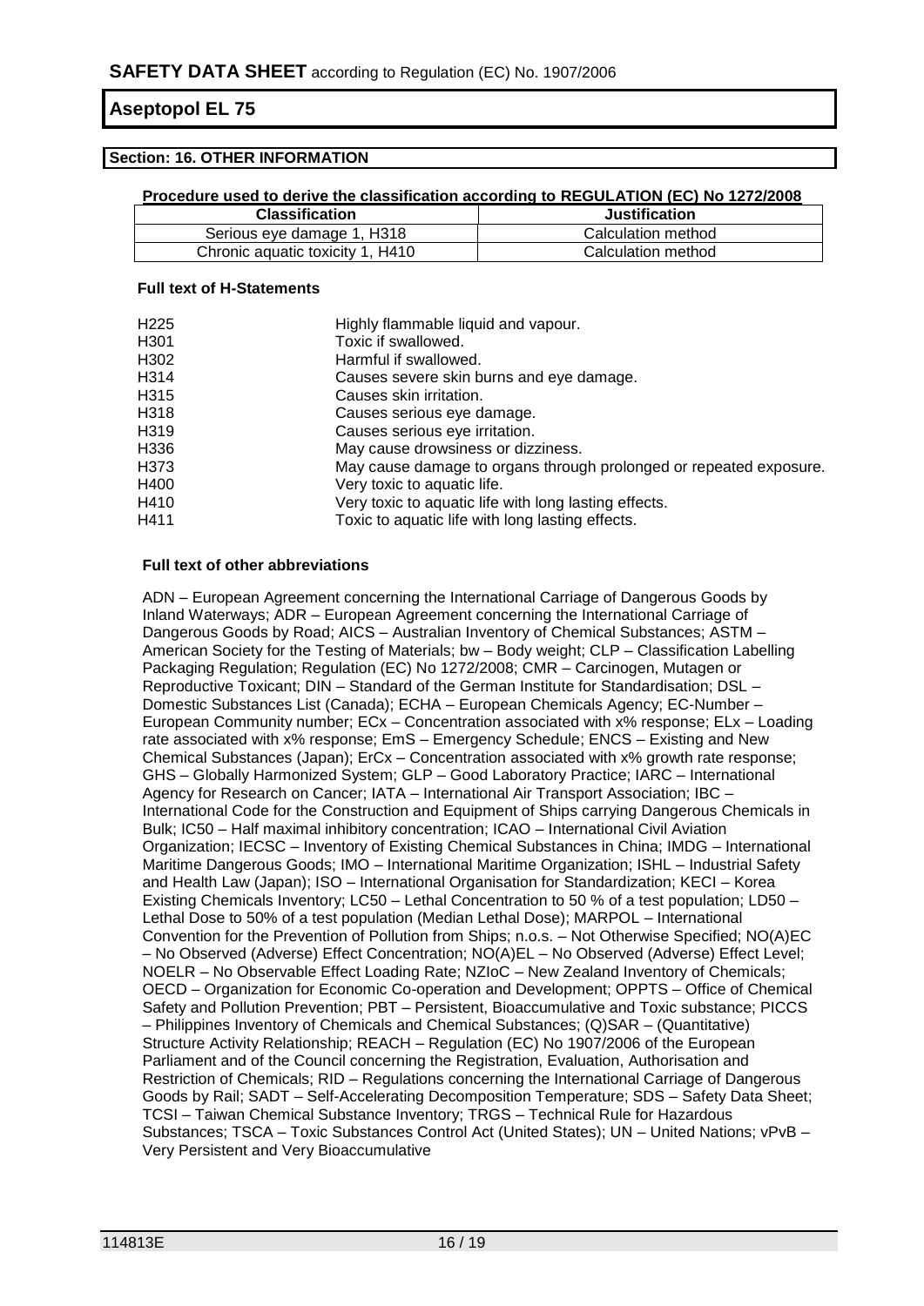## Section: 16. OTHER INFORMATION

**Procedure used to derive the classification according to REGULATION (EC) No 1272/2008**

| Classification | Justification |
|---|---|
| Serious eye damage 1, H318 | Calculation method |
| Chronic aquatic toxicity 1, H410 | Calculation method |

**Full text of H-Statements**

| | |
|---|---|
| H225 | Highly flammable liquid and vapour. |
| H301 | Toxic if swallowed. |
| H302 | Harmful if swallowed. |
| H314 | Causes severe skin burns and eye damage. |
| H315 | Causes skin irritation. |
| H318 | Causes serious eye damage. |
| H319 | Causes serious eye irritation. |
| H336 | May cause drowsiness or dizziness. |
| H373 | May cause damage to organs through prolonged or repeated exposure. |
| H400 | Very toxic to aquatic life. |
| H410 | Very toxic to aquatic life with long lasting effects. |
| H411 | Toxic to aquatic life with long lasting effects. |

**Full text of other abbreviations**

ADN – European Agreement concerning the International Carriage of Dangerous Goods by Inland Waterways; ADR – European Agreement concerning the International Carriage of Dangerous Goods by Road; AICS – Australian Inventory of Chemical Substances; ASTM – American Society for the Testing of Materials; bw – Body weight; CLP – Classification Labelling Packaging Regulation; Regulation (EC) No 1272/2008; CMR – Carcinogen, Mutagen or Reproductive Toxicant; DIN – Standard of the German Institute for Standardisation; DSL – Domestic Substances List (Canada); ECHA – European Chemicals Agency; EC-Number – European Community number; ECx – Concentration associated with x% response; ELx – Loading rate associated with x% response; EmS – Emergency Schedule; ENCS – Existing and New Chemical Substances (Japan); ErCx – Concentration associated with x% growth rate response; GHS – Globally Harmonized System; GLP – Good Laboratory Practice; IARC – International Agency for Research on Cancer; IATA – International Air Transport Association; IBC – International Code for the Construction and Equipment of Ships carrying Dangerous Chemicals in Bulk; IC50 – Half maximal inhibitory concentration; ICAO – International Civil Aviation Organization; IECSC – Inventory of Existing Chemical Substances in China; IMDG – International Maritime Dangerous Goods; IMO – International Maritime Organization; ISHL – Industrial Safety and Health Law (Japan); ISO – International Organisation for Standardization; KECI – Korea Existing Chemicals Inventory; LC50 – Lethal Concentration to 50 % of a test population; LD50 – Lethal Dose to 50% of a test population (Median Lethal Dose); MARPOL – International Convention for the Prevention of Pollution from Ships; n.o.s. – Not Otherwise Specified; NO(A)EC – No Observed (Adverse) Effect Concentration; NO(A)EL – No Observed (Adverse) Effect Level; NOELR – No Observable Effect Loading Rate; NZIoC – New Zealand Inventory of Chemicals; OECD – Organization for Economic Co-operation and Development; OPPTS – Office of Chemical Safety and Pollution Prevention; PBT – Persistent, Bioaccumulative and Toxic substance; PICCS – Philippines Inventory of Chemicals and Chemical Substances; (Q)SAR – (Quantitative) Structure Activity Relationship; REACH – Regulation (EC) No 1907/2006 of the European Parliament and of the Council concerning the Registration, Evaluation, Authorisation and Restriction of Chemicals; RID – Regulations concerning the International Carriage of Dangerous Goods by Rail; SADT – Self-Accelerating Decomposition Temperature; SDS – Safety Data Sheet; TCSI – Taiwan Chemical Substance Inventory; TRGS – Technical Rule for Hazardous Substances; TSCA – Toxic Substances Control Act (United States); UN – United Nations; vPvB – Very Persistent and Very Bioaccumulative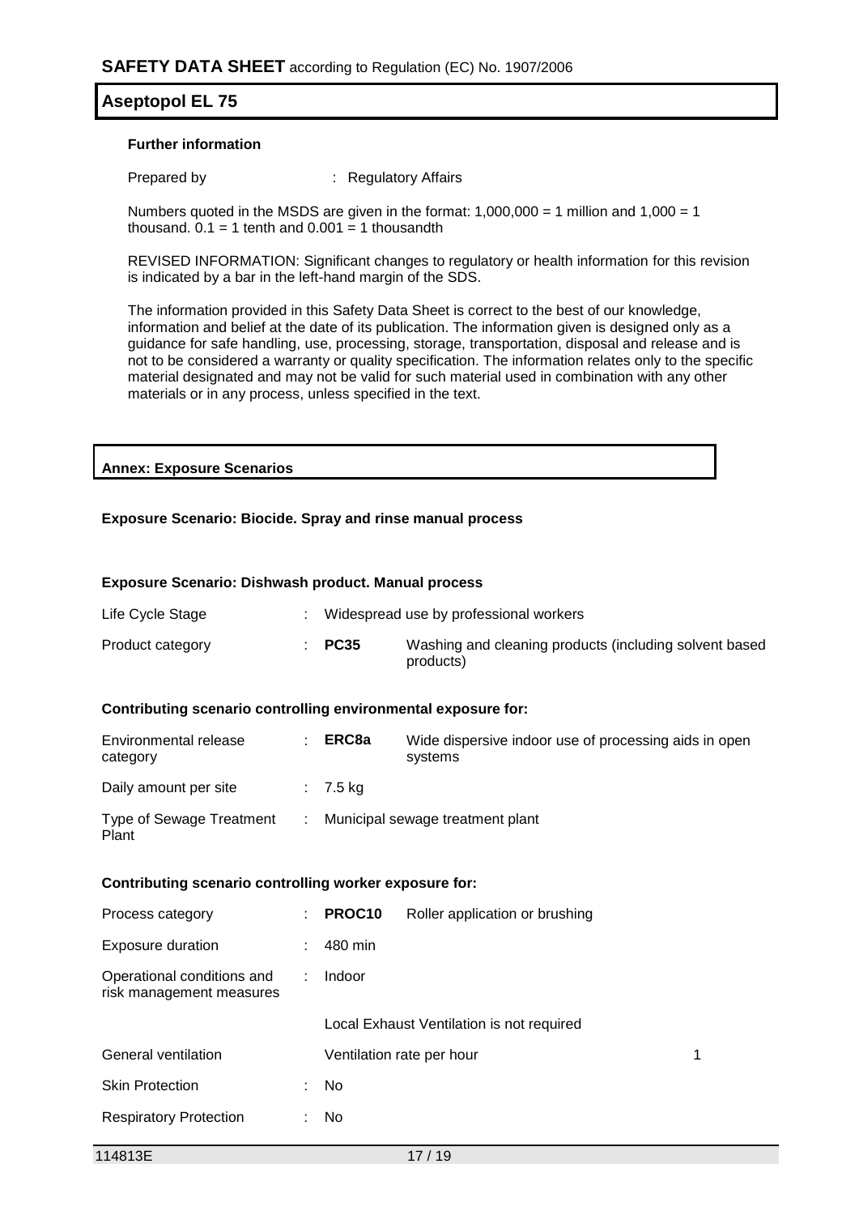**Further information**

Prepared by : Regulatory Affairs

Numbers quoted in the MSDS are given in the format: 1,000,000 = 1 million and 1,000 = 1 thousand. 0.1 = 1 tenth and 0.001 = 1 thousandth

REVISED INFORMATION: Significant changes to regulatory or health information for this revision is indicated by a bar in the left-hand margin of the SDS.

The information provided in this Safety Data Sheet is correct to the best of our knowledge, information and belief at the date of its publication. The information given is designed only as a guidance for safe handling, use, processing, storage, transportation, disposal and release and is not to be considered a warranty or quality specification. The information relates only to the specific material designated and may not be valid for such material used in combination with any other materials or in any process, unless specified in the text.

## Annex: Exposure Scenarios

**Exposure Scenario: Biocide. Spray and rinse manual process**

**Exposure Scenario: Dishwash product. Manual process**

| | | | |
|---|---|---|---|
| Life Cycle Stage | : | Widespread use by professional workers | |
| Product category | : | **PC35** | Washing and cleaning products (including solvent based products) |

**Contributing scenario controlling environmental exposure for:**

| | | | |
|---|---|---|---|
| Environmental release category | : | **ERC8a** | Wide dispersive indoor use of processing aids in open systems |
| Daily amount per site | : | 7.5 kg | |
| Type of Sewage Treatment Plant | : | Municipal sewage treatment plant | |

**Contributing scenario controlling worker exposure for:**

| | | | | |
|---|---|---|---|---|
| Process category | : | **PROC10** | Roller application or brushing | |
| Exposure duration | : | 480 min | | |
| Operational conditions and risk management measures | : | Indoor | | |
| | | Local Exhaust Ventilation is not required | | |
| General ventilation | | Ventilation rate per hour | | 1 |
| Skin Protection | : | No | | |
| Respiratory Protection | : | No | | |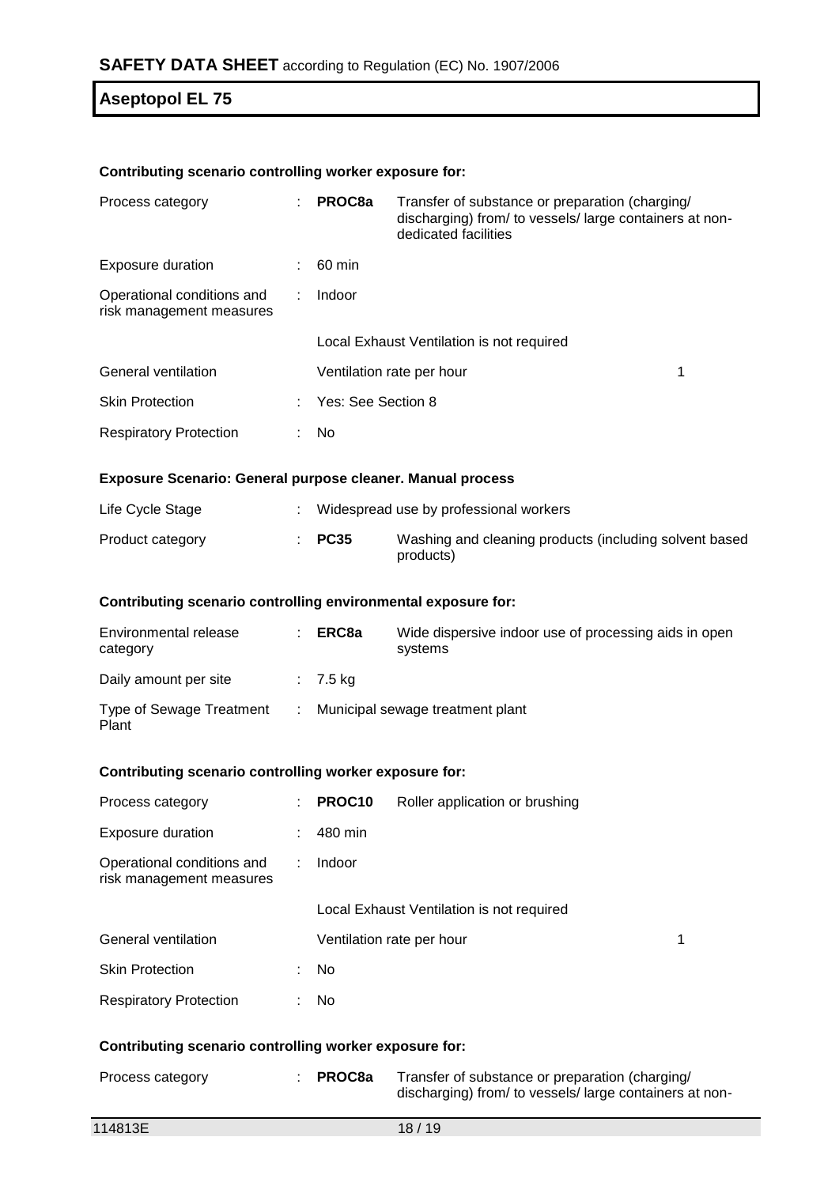**Contributing scenario controlling worker exposure for:**

| | | | |
|---|---|---|---|
| Process category | : | **PROC8a** | Transfer of substance or preparation (charging/ discharging) from/ to vessels/ large containers at non-dedicated facilities |
| Exposure duration | : | 60 min | |
| Operational conditions and risk management measures | : | Indoor | |
| | | Local Exhaust Ventilation is not required | |
| General ventilation | | Ventilation rate per hour | 1 |
| Skin Protection | : | Yes: See Section 8 | |
| Respiratory Protection | : | No | |

**Exposure Scenario: General purpose cleaner. Manual process**

| | | | |
|---|---|---|---|
| Life Cycle Stage | : | Widespread use by professional workers | |
| Product category | : | **PC35** | Washing and cleaning products (including solvent based products) |

**Contributing scenario controlling environmental exposure for:**

| | | | |
|---|---|---|---|
| Environmental release category | : | **ERC8a** | Wide dispersive indoor use of processing aids in open systems |
| Daily amount per site | : | 7.5 kg | |
| Type of Sewage Treatment Plant | : | Municipal sewage treatment plant | |

**Contributing scenario controlling worker exposure for:**

| | | | |
|---|---|---|---|
| Process category | : | **PROC10** | Roller application or brushing |
| Exposure duration | : | 480 min | |
| Operational conditions and risk management measures | : | Indoor | |
| | | Local Exhaust Ventilation is not required | |
| General ventilation | | Ventilation rate per hour | 1 |
| Skin Protection | : | No | |
| Respiratory Protection | : | No | |

**Contributing scenario controlling worker exposure for:**

| | | | |
|---|---|---|---|
| Process category | : | **PROC8a** | Transfer of substance or preparation (charging/ discharging) from/ to vessels/ large containers at non- |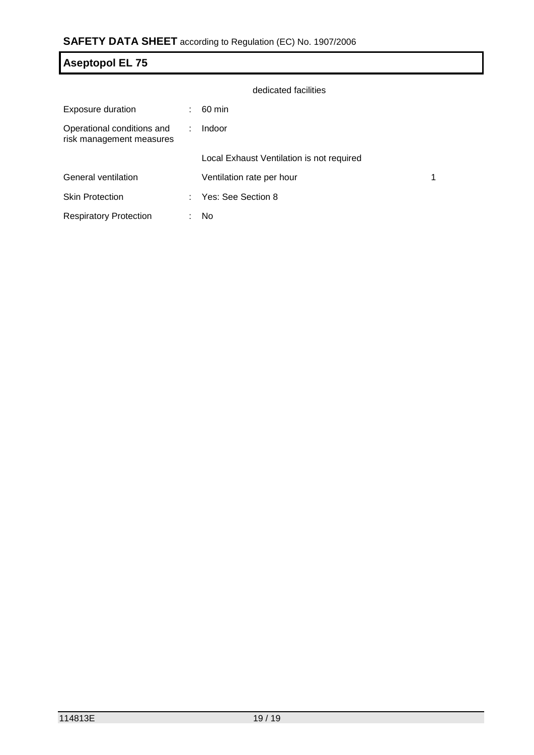| | | | |
|---|---|---|---|
| | | dedicated facilities | |
| Exposure duration | : | 60 min | |
| Operational conditions and risk management measures | : | Indoor | |
| | | Local Exhaust Ventilation is not required | |
| General ventilation | | Ventilation rate per hour | 1 |
| Skin Protection | : | Yes: See Section 8 | |
| Respiratory Protection | : | No | |